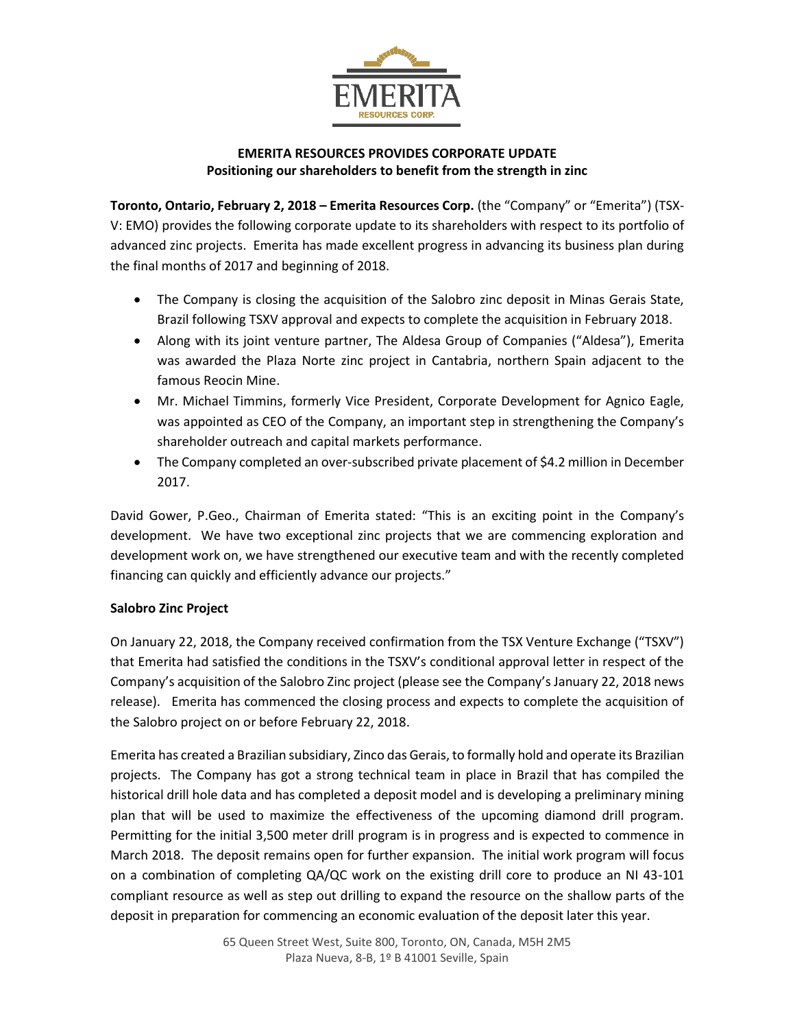# EMERITA RESOURCES PROVIDES CORPORATE UPDATE

## Positioning our shareholders to benefit from the strength in zinc

**Toronto, Ontario, February 2, 2018 – Emerita Resources Corp.** (the "Company" or "Emerita") (TSX-V: EMO) provides the following corporate update to its shareholders with respect to its portfolio of advanced zinc projects. Emerita has made excellent progress in advancing its business plan during the final months of 2017 and beginning of 2018.

- The Company is closing the acquisition of the Salobro zinc deposit in Minas Gerais State, Brazil following TSXV approval and expects to complete the acquisition in February 2018.
- Along with its joint venture partner, The Aldesa Group of Companies ("Aldesa"), Emerita was awarded the Plaza Norte zinc project in Cantabria, northern Spain adjacent to the famous Reocin Mine.
- Mr. Michael Timmins, formerly Vice President, Corporate Development for Agnico Eagle, was appointed as CEO of the Company, an important step in strengthening the Company's shareholder outreach and capital markets performance.
- The Company completed an over-subscribed private placement of $4.2 million in December 2017.

David Gower, P.Geo., Chairman of Emerita stated: "This is an exciting point in the Company's development. We have two exceptional zinc projects that we are commencing exploration and development work on, we have strengthened our executive team and with the recently completed financing can quickly and efficiently advance our projects."

### Salobro Zinc Project

On January 22, 2018, the Company received confirmation from the TSX Venture Exchange ("TSXV") that Emerita had satisfied the conditions in the TSXV's conditional approval letter in respect of the Company's acquisition of the Salobro Zinc project (please see the Company's January 22, 2018 news release). Emerita has commenced the closing process and expects to complete the acquisition of the Salobro project on or before February 22, 2018.

Emerita has created a Brazilian subsidiary, Zinco das Gerais, to formally hold and operate its Brazilian projects. The Company has got a strong technical team in place in Brazil that has compiled the historical drill hole data and has completed a deposit model and is developing a preliminary mining plan that will be used to maximize the effectiveness of the upcoming diamond drill program. Permitting for the initial 3,500 meter drill program is in progress and is expected to commence in March 2018. The deposit remains open for further expansion. The initial work program will focus on a combination of completing QA/QC work on the existing drill core to produce an NI 43-101 compliant resource as well as step out drilling to expand the resource on the shallow parts of the deposit in preparation for commencing an economic evaluation of the deposit later this year.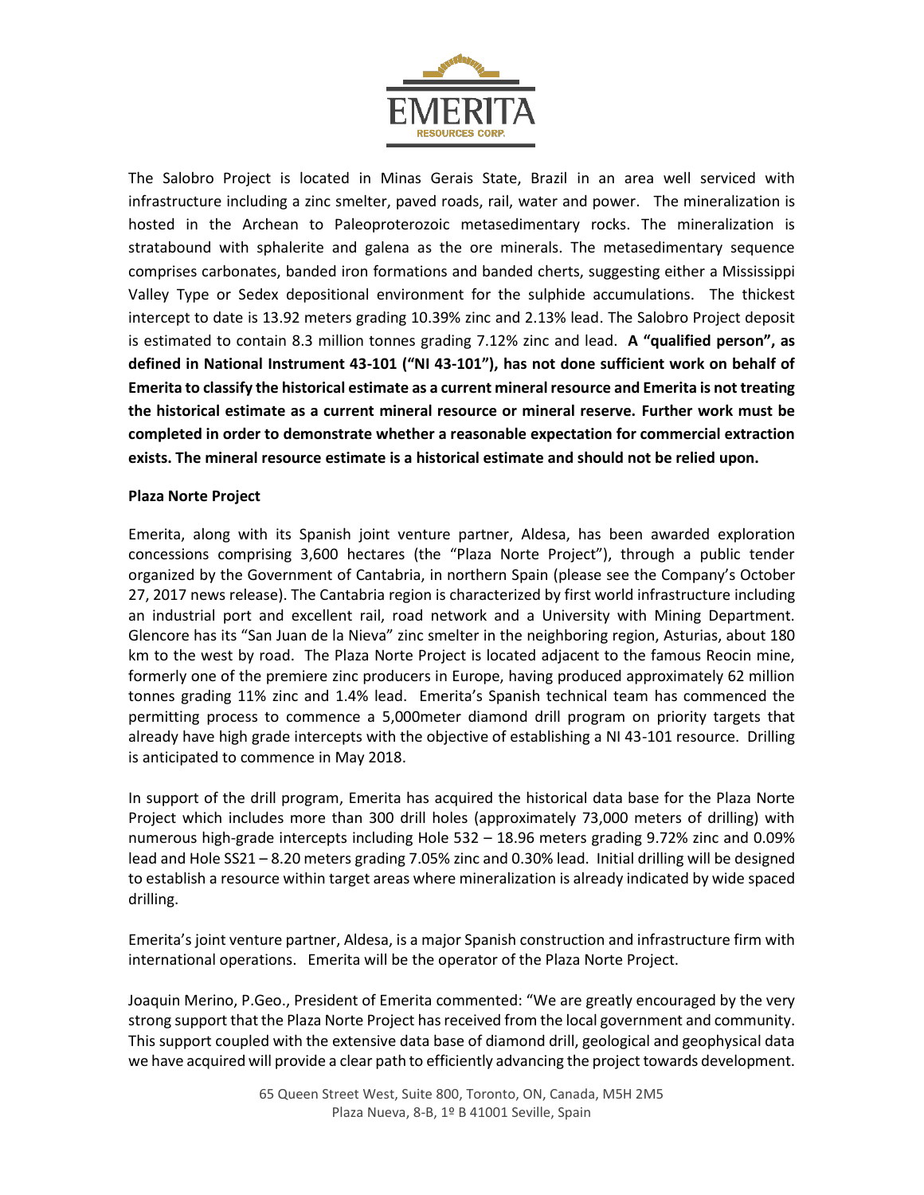The Salobro Project is located in Minas Gerais State, Brazil in an area well serviced with infrastructure including a zinc smelter, paved roads, rail, water and power. The mineralization is hosted in the Archean to Paleoproterozoic metasedimentary rocks. The mineralization is stratabound with sphalerite and galena as the ore minerals. The metasedimentary sequence comprises carbonates, banded iron formations and banded cherts, suggesting either a Mississippi Valley Type or Sedex depositional environment for the sulphide accumulations. The thickest intercept to date is 13.92 meters grading 10.39% zinc and 2.13% lead. The Salobro Project deposit is estimated to contain 8.3 million tonnes grading 7.12% zinc and lead. **A "qualified person", as defined in National Instrument 43-101 ("NI 43-101"), has not done sufficient work on behalf of Emerita to classify the historical estimate as a current mineral resource and Emerita is not treating the historical estimate as a current mineral resource or mineral reserve. Further work must be completed in order to demonstrate whether a reasonable expectation for commercial extraction exists. The mineral resource estimate is a historical estimate and should not be relied upon.**

**Plaza Norte Project**

Emerita, along with its Spanish joint venture partner, Aldesa, has been awarded exploration concessions comprising 3,600 hectares (the "Plaza Norte Project"), through a public tender organized by the Government of Cantabria, in northern Spain (please see the Company's October 27, 2017 news release). The Cantabria region is characterized by first world infrastructure including an industrial port and excellent rail, road network and a University with Mining Department. Glencore has its "San Juan de la Nieva" zinc smelter in the neighboring region, Asturias, about 180 km to the west by road. The Plaza Norte Project is located adjacent to the famous Reocin mine, formerly one of the premiere zinc producers in Europe, having produced approximately 62 million tonnes grading 11% zinc and 1.4% lead. Emerita's Spanish technical team has commenced the permitting process to commence a 5,000meter diamond drill program on priority targets that already have high grade intercepts with the objective of establishing a NI 43-101 resource. Drilling is anticipated to commence in May 2018.

In support of the drill program, Emerita has acquired the historical data base for the Plaza Norte Project which includes more than 300 drill holes (approximately 73,000 meters of drilling) with numerous high-grade intercepts including Hole 532 – 18.96 meters grading 9.72% zinc and 0.09% lead and Hole SS21 – 8.20 meters grading 7.05% zinc and 0.30% lead. Initial drilling will be designed to establish a resource within target areas where mineralization is already indicated by wide spaced drilling.

Emerita's joint venture partner, Aldesa, is a major Spanish construction and infrastructure firm with international operations. Emerita will be the operator of the Plaza Norte Project.

Joaquin Merino, P.Geo., President of Emerita commented: "We are greatly encouraged by the very strong support that the Plaza Norte Project has received from the local government and community. This support coupled with the extensive data base of diamond drill, geological and geophysical data we have acquired will provide a clear path to efficiently advancing the project towards development.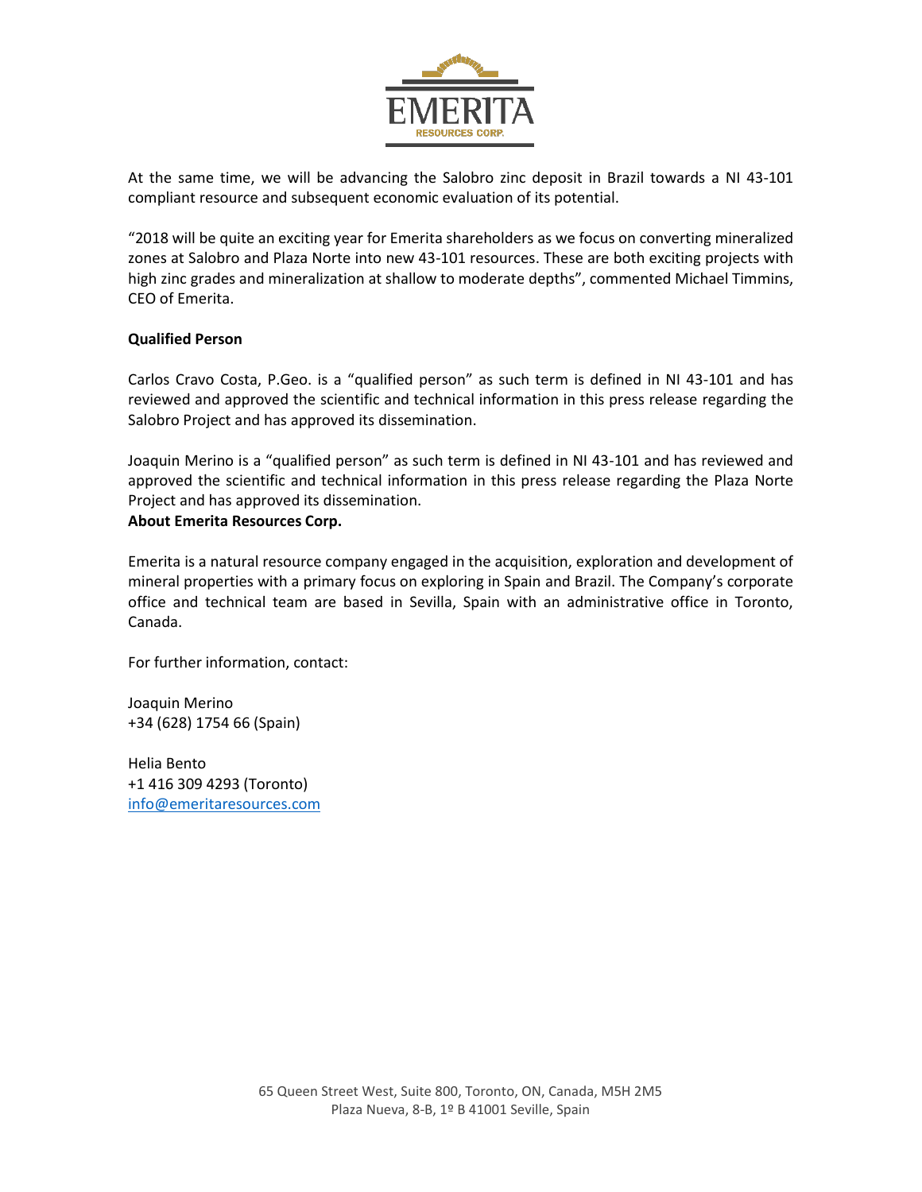At the same time, we will be advancing the Salobro zinc deposit in Brazil towards a NI 43-101 compliant resource and subsequent economic evaluation of its potential.

"2018 will be quite an exciting year for Emerita shareholders as we focus on converting mineralized zones at Salobro and Plaza Norte into new 43-101 resources. These are both exciting projects with high zinc grades and mineralization at shallow to moderate depths", commented Michael Timmins, CEO of Emerita.

**Qualified Person**

Carlos Cravo Costa, P.Geo. is a "qualified person" as such term is defined in NI 43-101 and has reviewed and approved the scientific and technical information in this press release regarding the Salobro Project and has approved its dissemination.

Joaquin Merino is a "qualified person" as such term is defined in NI 43-101 and has reviewed and approved the scientific and technical information in this press release regarding the Plaza Norte Project and has approved its dissemination.

**About Emerita Resources Corp.**

Emerita is a natural resource company engaged in the acquisition, exploration and development of mineral properties with a primary focus on exploring in Spain and Brazil. The Company's corporate office and technical team are based in Sevilla, Spain with an administrative office in Toronto, Canada.

For further information, contact:

Joaquin Merino
+34 (628) 1754 66 (Spain)

Helia Bento
+1 416 309 4293 (Toronto)
info@emeritaresources.com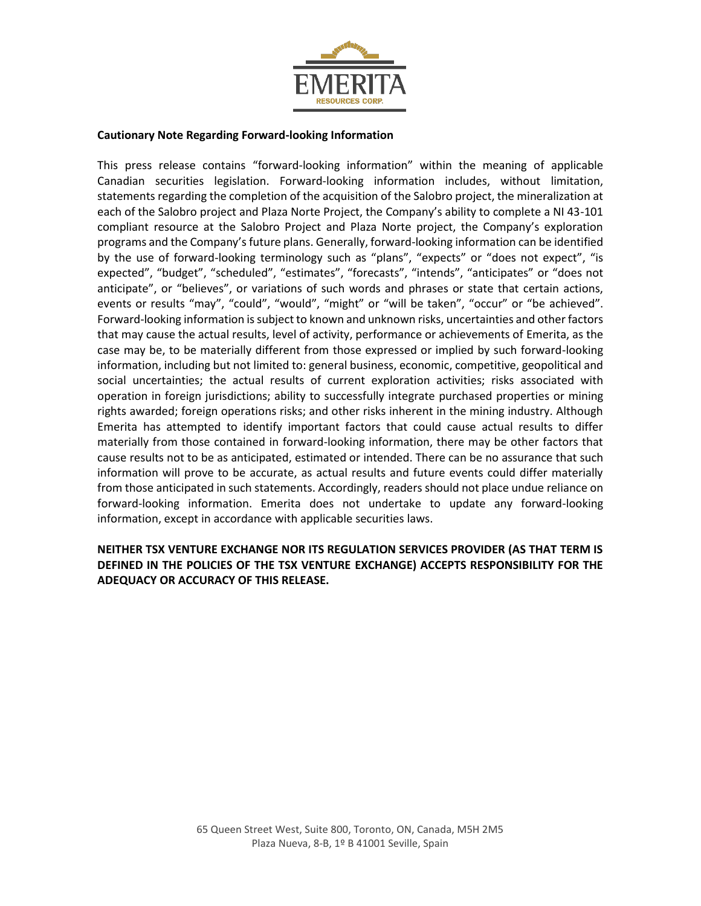**Cautionary Note Regarding Forward-looking Information**

This press release contains "forward-looking information" within the meaning of applicable Canadian securities legislation. Forward-looking information includes, without limitation, statements regarding the completion of the acquisition of the Salobro project, the mineralization at each of the Salobro project and Plaza Norte Project, the Company's ability to complete a NI 43-101 compliant resource at the Salobro Project and Plaza Norte project, the Company's exploration programs and the Company's future plans. Generally, forward-looking information can be identified by the use of forward-looking terminology such as "plans", "expects" or "does not expect", "is expected", "budget", "scheduled", "estimates", "forecasts", "intends", "anticipates" or "does not anticipate", or "believes", or variations of such words and phrases or state that certain actions, events or results "may", "could", "would", "might" or "will be taken", "occur" or "be achieved". Forward-looking information is subject to known and unknown risks, uncertainties and other factors that may cause the actual results, level of activity, performance or achievements of Emerita, as the case may be, to be materially different from those expressed or implied by such forward-looking information, including but not limited to: general business, economic, competitive, geopolitical and social uncertainties; the actual results of current exploration activities; risks associated with operation in foreign jurisdictions; ability to successfully integrate purchased properties or mining rights awarded; foreign operations risks; and other risks inherent in the mining industry. Although Emerita has attempted to identify important factors that could cause actual results to differ materially from those contained in forward-looking information, there may be other factors that cause results not to be as anticipated, estimated or intended. There can be no assurance that such information will prove to be accurate, as actual results and future events could differ materially from those anticipated in such statements. Accordingly, readers should not place undue reliance on forward-looking information. Emerita does not undertake to update any forward-looking information, except in accordance with applicable securities laws.

**NEITHER TSX VENTURE EXCHANGE NOR ITS REGULATION SERVICES PROVIDER (AS THAT TERM IS DEFINED IN THE POLICIES OF THE TSX VENTURE EXCHANGE) ACCEPTS RESPONSIBILITY FOR THE ADEQUACY OR ACCURACY OF THIS RELEASE.**